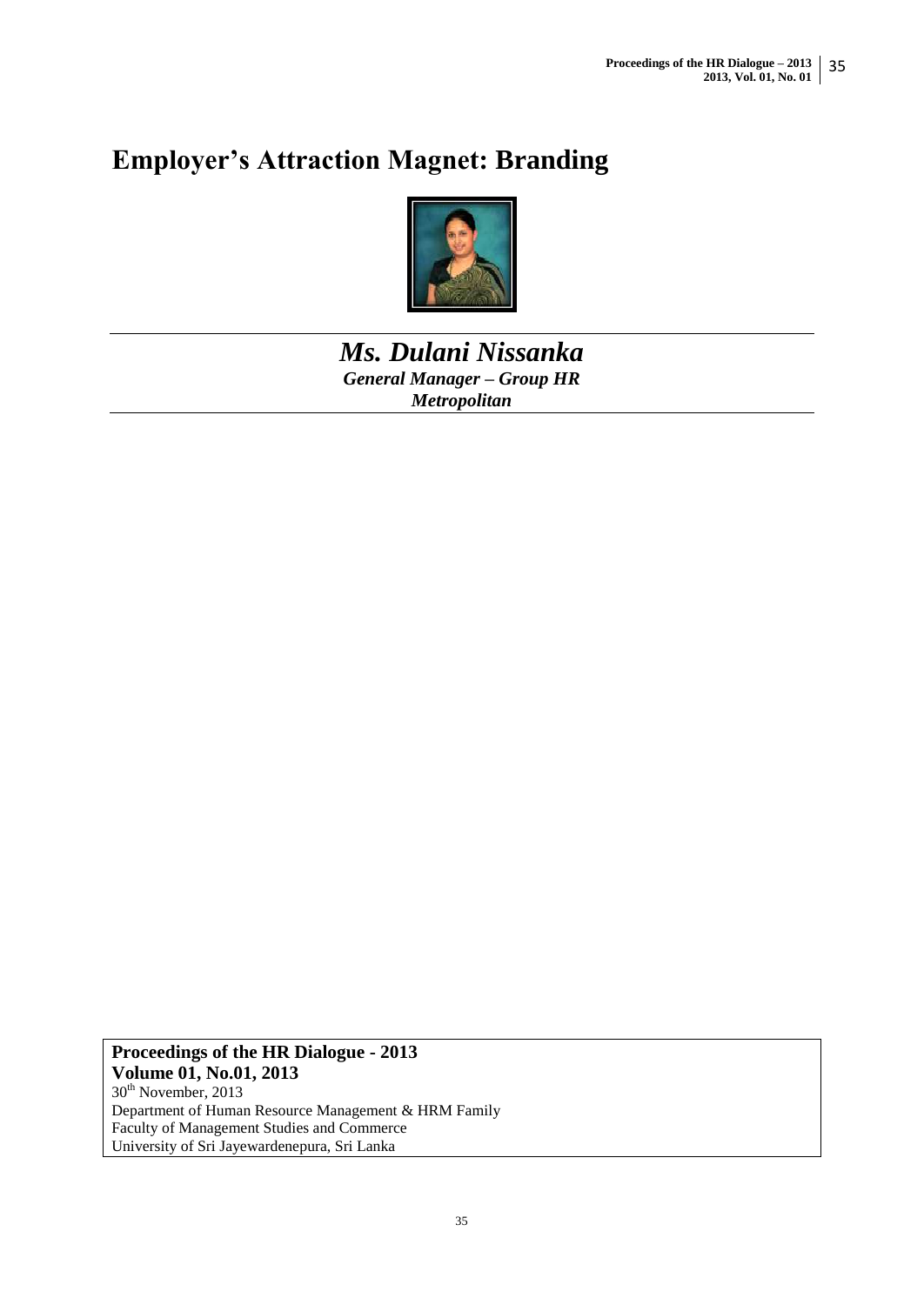# Employer's Attraction Magnet: Branding

***Ms. Dulani Nissanka***
***General Manager – Group HR***
***Metropolitan***

**Proceedings of the HR Dialogue - 2013**
**Volume 01, No.01, 2013**
30th November, 2013
Department of Human Resource Management & HRM Family
Faculty of Management Studies and Commerce
University of Sri Jayewardenepura, Sri Lanka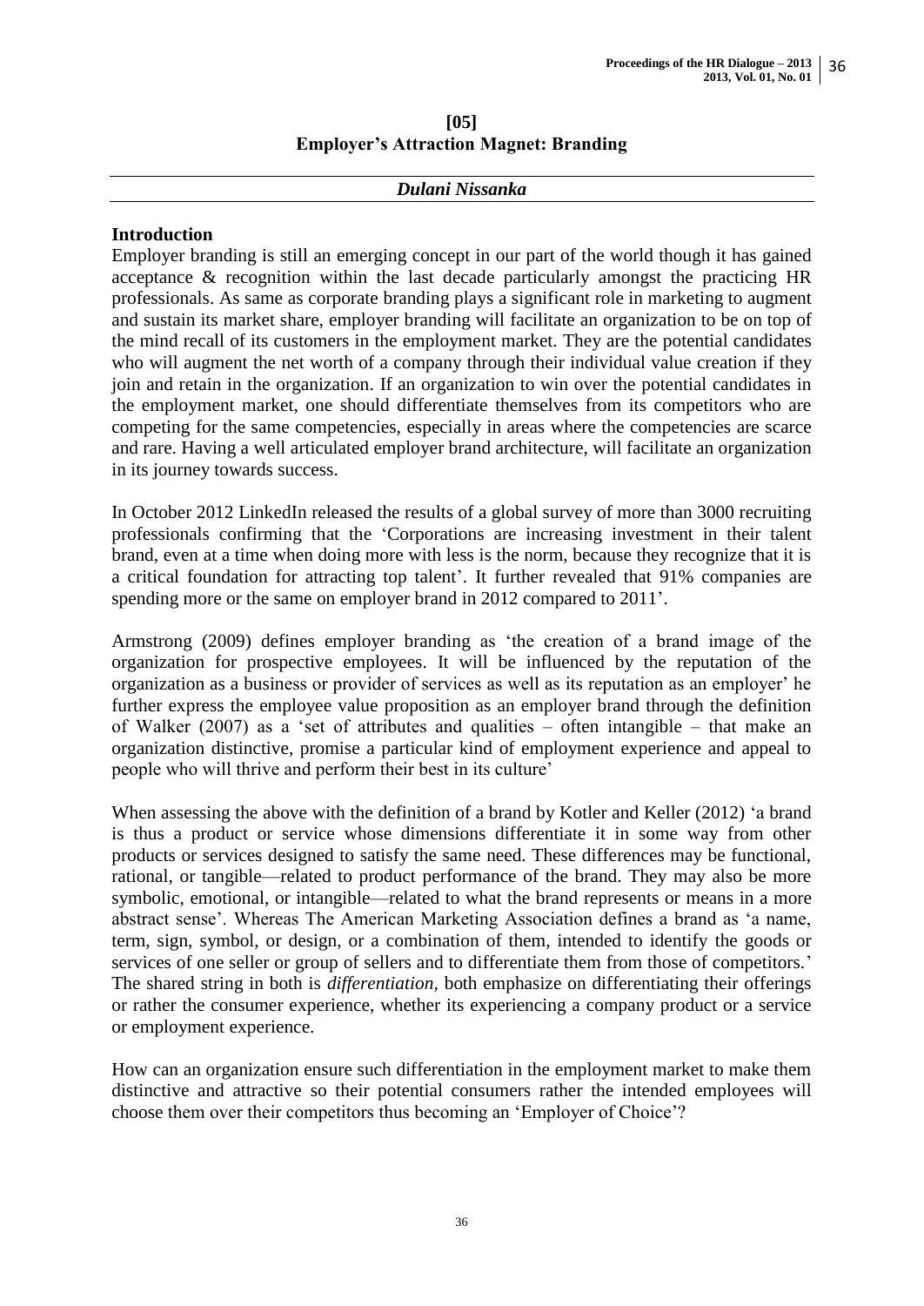**[05]**
# Employer's Attraction Magnet: Branding

***Dulani Nissanka***

## Introduction

Employer branding is still an emerging concept in our part of the world though it has gained acceptance & recognition within the last decade particularly amongst the practicing HR professionals. As same as corporate branding plays a significant role in marketing to augment and sustain its market share, employer branding will facilitate an organization to be on top of the mind recall of its customers in the employment market. They are the potential candidates who will augment the net worth of a company through their individual value creation if they join and retain in the organization. If an organization to win over the potential candidates in the employment market, one should differentiate themselves from its competitors who are competing for the same competencies, especially in areas where the competencies are scarce and rare. Having a well articulated employer brand architecture, will facilitate an organization in its journey towards success.

In October 2012 LinkedIn released the results of a global survey of more than 3000 recruiting professionals confirming that the 'Corporations are increasing investment in their talent brand, even at a time when doing more with less is the norm, because they recognize that it is a critical foundation for attracting top talent'. It further revealed that 91% companies are spending more or the same on employer brand in 2012 compared to 2011'.

Armstrong (2009) defines employer branding as 'the creation of a brand image of the organization for prospective employees. It will be influenced by the reputation of the organization as a business or provider of services as well as its reputation as an employer' he further express the employee value proposition as an employer brand through the definition of Walker (2007) as a 'set of attributes and qualities – often intangible – that make an organization distinctive, promise a particular kind of employment experience and appeal to people who will thrive and perform their best in its culture'

When assessing the above with the definition of a brand by Kotler and Keller (2012) 'a brand is thus a product or service whose dimensions differentiate it in some way from other products or services designed to satisfy the same need. These differences may be functional, rational, or tangible—related to product performance of the brand. They may also be more symbolic, emotional, or intangible—related to what the brand represents or means in a more abstract sense'. Whereas The American Marketing Association defines a brand as 'a name, term, sign, symbol, or design, or a combination of them, intended to identify the goods or services of one seller or group of sellers and to differentiate them from those of competitors.' The shared string in both is *differentiation*, both emphasize on differentiating their offerings or rather the consumer experience, whether its experiencing a company product or a service or employment experience.

How can an organization ensure such differentiation in the employment market to make them distinctive and attractive so their potential consumers rather the intended employees will choose them over their competitors thus becoming an 'Employer of Choice'?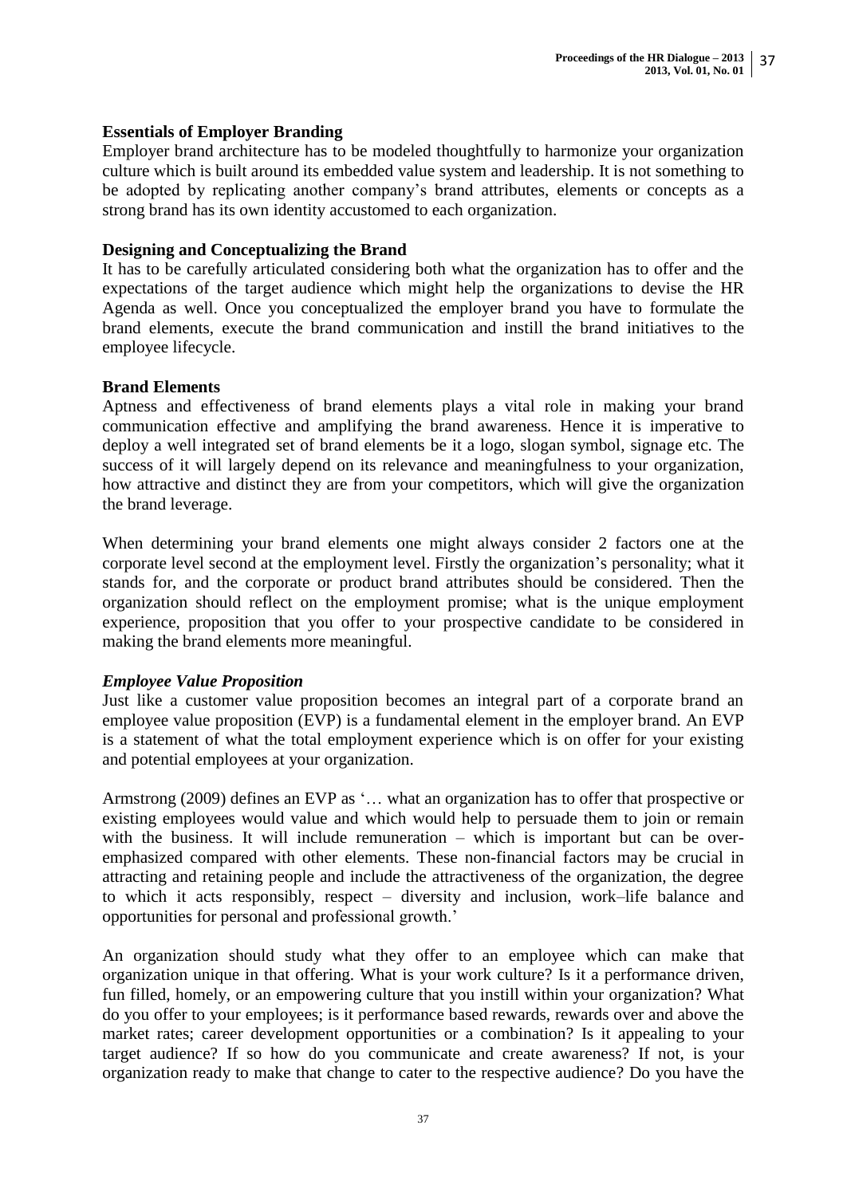### Essentials of Employer Branding

Employer brand architecture has to be modeled thoughtfully to harmonize your organization culture which is built around its embedded value system and leadership. It is not something to be adopted by replicating another company's brand attributes, elements or concepts as a strong brand has its own identity accustomed to each organization.

### Designing and Conceptualizing the Brand

It has to be carefully articulated considering both what the organization has to offer and the expectations of the target audience which might help the organizations to devise the HR Agenda as well. Once you conceptualized the employer brand you have to formulate the brand elements, execute the brand communication and instill the brand initiatives to the employee lifecycle.

### Brand Elements

Aptness and effectiveness of brand elements plays a vital role in making your brand communication effective and amplifying the brand awareness. Hence it is imperative to deploy a well integrated set of brand elements be it a logo, slogan symbol, signage etc. The success of it will largely depend on its relevance and meaningfulness to your organization, how attractive and distinct they are from your competitors, which will give the organization the brand leverage.

When determining your brand elements one might always consider 2 factors one at the corporate level second at the employment level. Firstly the organization's personality; what it stands for, and the corporate or product brand attributes should be considered. Then the organization should reflect on the employment promise; what is the unique employment experience, proposition that you offer to your prospective candidate to be considered in making the brand elements more meaningful.

#### *Employee Value Proposition*

Just like a customer value proposition becomes an integral part of a corporate brand an employee value proposition (EVP) is a fundamental element in the employer brand. An EVP is a statement of what the total employment experience which is on offer for your existing and potential employees at your organization.

Armstrong (2009) defines an EVP as '… what an organization has to offer that prospective or existing employees would value and which would help to persuade them to join or remain with the business. It will include remuneration – which is important but can be over-emphasized compared with other elements. These non-financial factors may be crucial in attracting and retaining people and include the attractiveness of the organization, the degree to which it acts responsibly, respect – diversity and inclusion, work–life balance and opportunities for personal and professional growth.'

An organization should study what they offer to an employee which can make that organization unique in that offering. What is your work culture? Is it a performance driven, fun filled, homely, or an empowering culture that you instill within your organization? What do you offer to your employees; is it performance based rewards, rewards over and above the market rates; career development opportunities or a combination? Is it appealing to your target audience? If so how do you communicate and create awareness? If not, is your organization ready to make that change to cater to the respective audience? Do you have the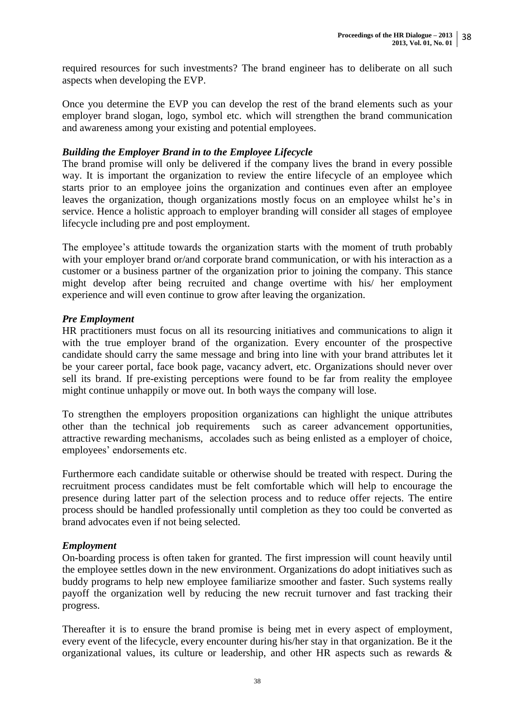required resources for such investments? The brand engineer has to deliberate on all such aspects when developing the EVP.

Once you determine the EVP you can develop the rest of the brand elements such as your employer brand slogan, logo, symbol etc. which will strengthen the brand communication and awareness among your existing and potential employees.

***Building the Employer Brand in to the Employee Lifecycle***

The brand promise will only be delivered if the company lives the brand in every possible way. It is important the organization to review the entire lifecycle of an employee which starts prior to an employee joins the organization and continues even after an employee leaves the organization, though organizations mostly focus on an employee whilst he's in service. Hence a holistic approach to employer branding will consider all stages of employee lifecycle including pre and post employment.

The employee's attitude towards the organization starts with the moment of truth probably with your employer brand or/and corporate brand communication, or with his interaction as a customer or a business partner of the organization prior to joining the company. This stance might develop after being recruited and change overtime with his/ her employment experience and will even continue to grow after leaving the organization.

***Pre Employment***

HR practitioners must focus on all its resourcing initiatives and communications to align it with the true employer brand of the organization. Every encounter of the prospective candidate should carry the same message and bring into line with your brand attributes let it be your career portal, face book page, vacancy advert, etc. Organizations should never over sell its brand. If pre-existing perceptions were found to be far from reality the employee might continue unhappily or move out. In both ways the company will lose.

To strengthen the employers proposition organizations can highlight the unique attributes other than the technical job requirements such as career advancement opportunities, attractive rewarding mechanisms, accolades such as being enlisted as a employer of choice, employees' endorsements etc.

Furthermore each candidate suitable or otherwise should be treated with respect. During the recruitment process candidates must be felt comfortable which will help to encourage the presence during latter part of the selection process and to reduce offer rejects. The entire process should be handled professionally until completion as they too could be converted as brand advocates even if not being selected.

***Employment***

On-boarding process is often taken for granted. The first impression will count heavily until the employee settles down in the new environment. Organizations do adopt initiatives such as buddy programs to help new employee familiarize smoother and faster. Such systems really payoff the organization well by reducing the new recruit turnover and fast tracking their progress.

Thereafter it is to ensure the brand promise is being met in every aspect of employment, every event of the lifecycle, every encounter during his/her stay in that organization. Be it the organizational values, its culture or leadership, and other HR aspects such as rewards &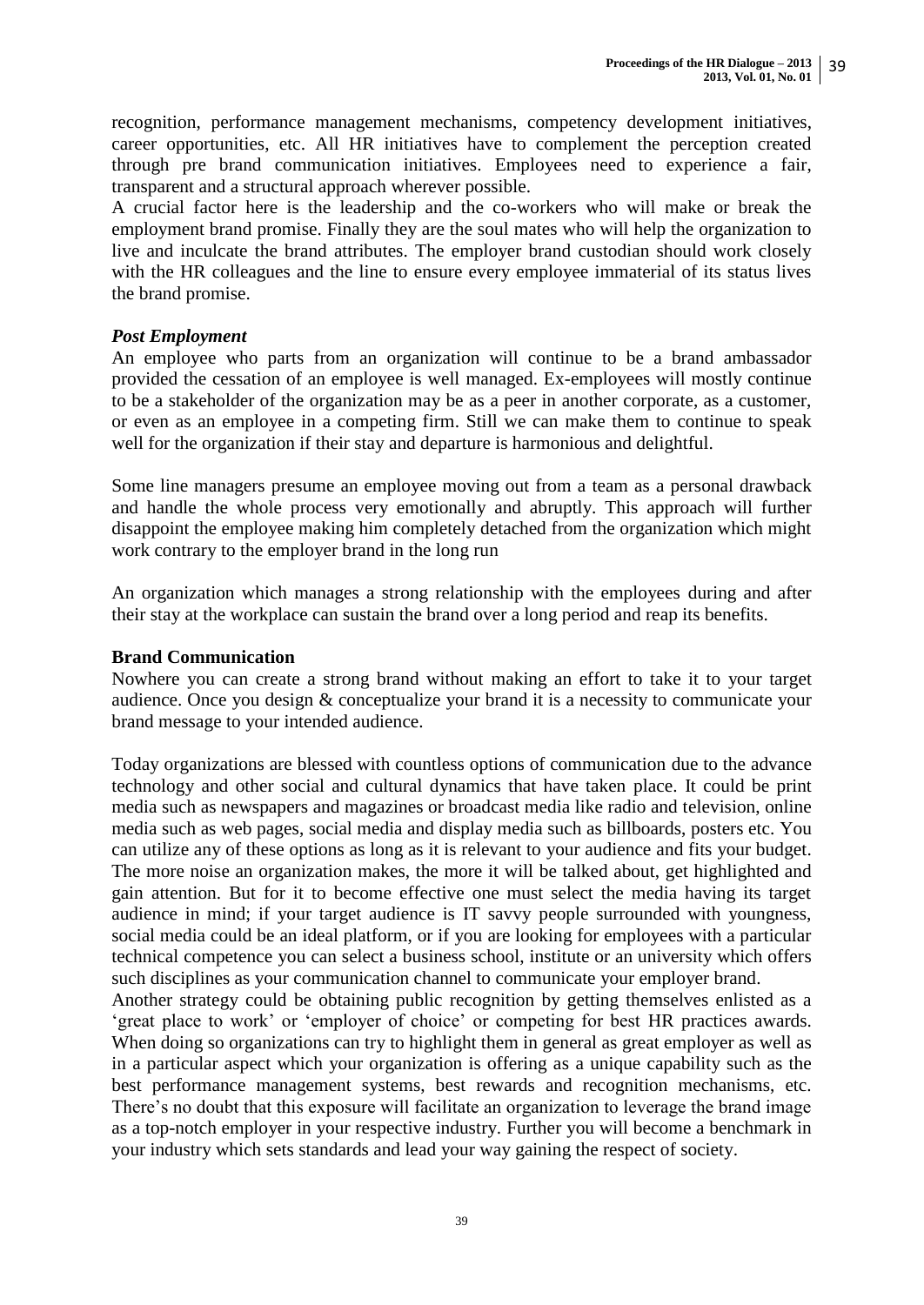recognition, performance management mechanisms, competency development initiatives, career opportunities, etc. All HR initiatives have to complement the perception created through pre brand communication initiatives. Employees need to experience a fair, transparent and a structural approach wherever possible.

A crucial factor here is the leadership and the co-workers who will make or break the employment brand promise. Finally they are the soul mates who will help the organization to live and inculcate the brand attributes. The employer brand custodian should work closely with the HR colleagues and the line to ensure every employee immaterial of its status lives the brand promise.

### *Post Employment*

An employee who parts from an organization will continue to be a brand ambassador provided the cessation of an employee is well managed. Ex-employees will mostly continue to be a stakeholder of the organization may be as a peer in another corporate, as a customer, or even as an employee in a competing firm. Still we can make them to continue to speak well for the organization if their stay and departure is harmonious and delightful.

Some line managers presume an employee moving out from a team as a personal drawback and handle the whole process very emotionally and abruptly. This approach will further disappoint the employee making him completely detached from the organization which might work contrary to the employer brand in the long run

An organization which manages a strong relationship with the employees during and after their stay at the workplace can sustain the brand over a long period and reap its benefits.

## **Brand Communication**

Nowhere you can create a strong brand without making an effort to take it to your target audience. Once you design & conceptualize your brand it is a necessity to communicate your brand message to your intended audience.

Today organizations are blessed with countless options of communication due to the advance technology and other social and cultural dynamics that have taken place. It could be print media such as newspapers and magazines or broadcast media like radio and television, online media such as web pages, social media and display media such as billboards, posters etc. You can utilize any of these options as long as it is relevant to your audience and fits your budget. The more noise an organization makes, the more it will be talked about, get highlighted and gain attention. But for it to become effective one must select the media having its target audience in mind; if your target audience is IT savvy people surrounded with youngness, social media could be an ideal platform, or if you are looking for employees with a particular technical competence you can select a business school, institute or an university which offers such disciplines as your communication channel to communicate your employer brand.

Another strategy could be obtaining public recognition by getting themselves enlisted as a 'great place to work' or 'employer of choice' or competing for best HR practices awards. When doing so organizations can try to highlight them in general as great employer as well as in a particular aspect which your organization is offering as a unique capability such as the best performance management systems, best rewards and recognition mechanisms, etc. There's no doubt that this exposure will facilitate an organization to leverage the brand image as a top-notch employer in your respective industry. Further you will become a benchmark in your industry which sets standards and lead your way gaining the respect of society.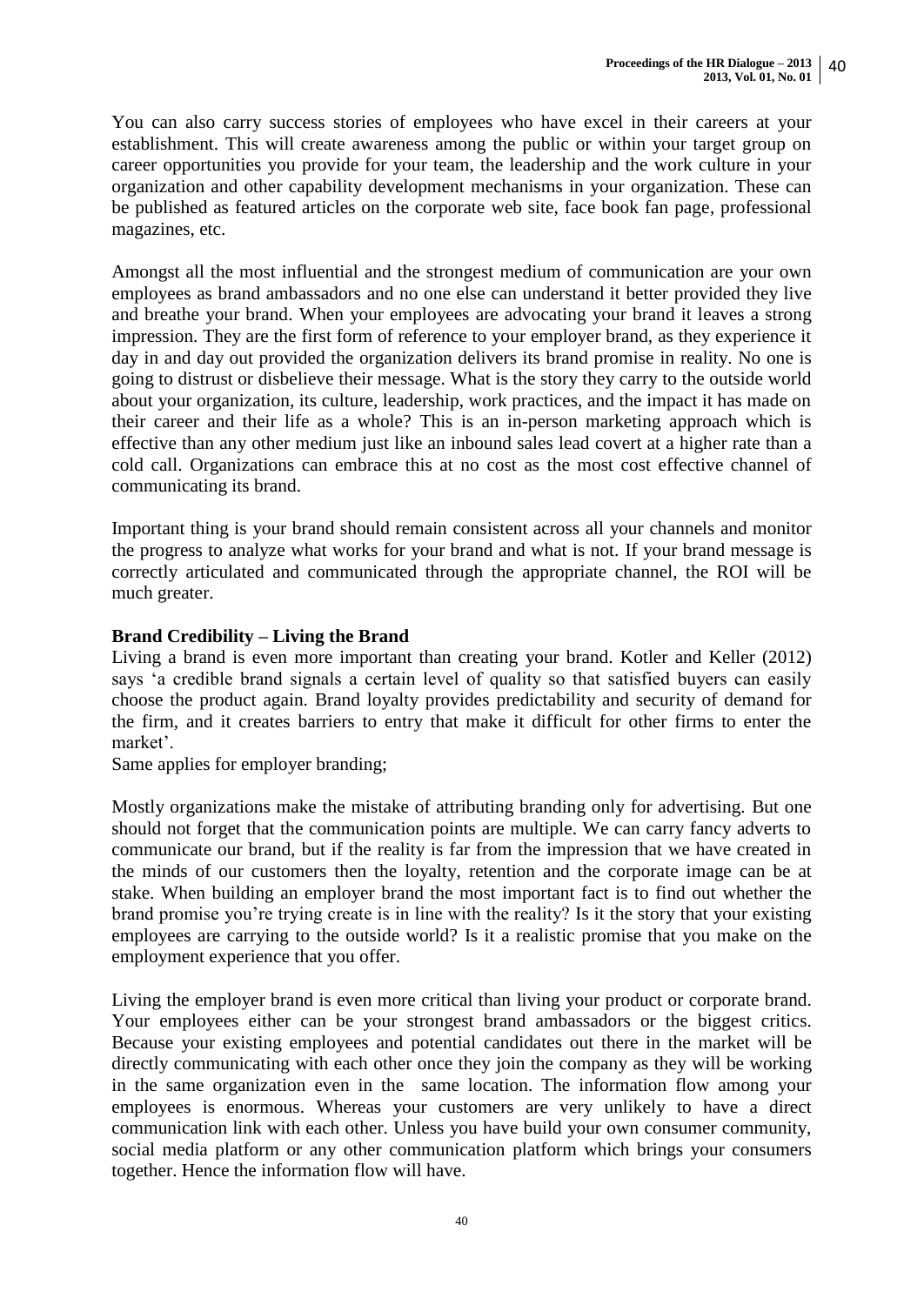You can also carry success stories of employees who have excel in their careers at your establishment. This will create awareness among the public or within your target group on career opportunities you provide for your team, the leadership and the work culture in your organization and other capability development mechanisms in your organization. These can be published as featured articles on the corporate web site, face book fan page, professional magazines, etc.

Amongst all the most influential and the strongest medium of communication are your own employees as brand ambassadors and no one else can understand it better provided they live and breathe your brand. When your employees are advocating your brand it leaves a strong impression. They are the first form of reference to your employer brand, as they experience it day in and day out provided the organization delivers its brand promise in reality. No one is going to distrust or disbelieve their message. What is the story they carry to the outside world about your organization, its culture, leadership, work practices, and the impact it has made on their career and their life as a whole? This is an in-person marketing approach which is effective than any other medium just like an inbound sales lead covert at a higher rate than a cold call. Organizations can embrace this at no cost as the most cost effective channel of communicating its brand.

Important thing is your brand should remain consistent across all your channels and monitor the progress to analyze what works for your brand and what is not. If your brand message is correctly articulated and communicated through the appropriate channel, the ROI will be much greater.

**Brand Credibility – Living the Brand**

Living a brand is even more important than creating your brand. Kotler and Keller (2012) says 'a credible brand signals a certain level of quality so that satisfied buyers can easily choose the product again. Brand loyalty provides predictability and security of demand for the firm, and it creates barriers to entry that make it difficult for other firms to enter the market'.

Same applies for employer branding;

Mostly organizations make the mistake of attributing branding only for advertising. But one should not forget that the communication points are multiple. We can carry fancy adverts to communicate our brand, but if the reality is far from the impression that we have created in the minds of our customers then the loyalty, retention and the corporate image can be at stake. When building an employer brand the most important fact is to find out whether the brand promise you're trying create is in line with the reality? Is it the story that your existing employees are carrying to the outside world? Is it a realistic promise that you make on the employment experience that you offer.

Living the employer brand is even more critical than living your product or corporate brand. Your employees either can be your strongest brand ambassadors or the biggest critics. Because your existing employees and potential candidates out there in the market will be directly communicating with each other once they join the company as they will be working in the same organization even in the same location. The information flow among your employees is enormous. Whereas your customers are very unlikely to have a direct communication link with each other. Unless you have build your own consumer community, social media platform or any other communication platform which brings your consumers together. Hence the information flow will have.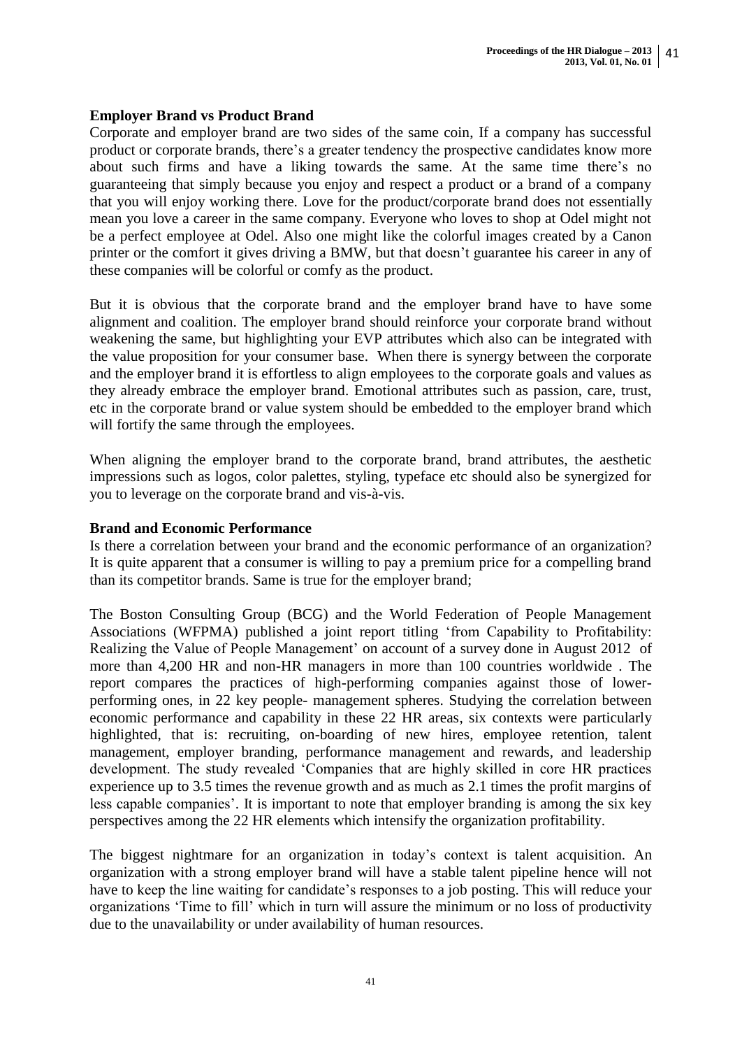**Employer Brand vs Product Brand**

Corporate and employer brand are two sides of the same coin, If a company has successful product or corporate brands, there's a greater tendency the prospective candidates know more about such firms and have a liking towards the same. At the same time there's no guaranteeing that simply because you enjoy and respect a product or a brand of a company that you will enjoy working there. Love for the product/corporate brand does not essentially mean you love a career in the same company. Everyone who loves to shop at Odel might not be a perfect employee at Odel. Also one might like the colorful images created by a Canon printer or the comfort it gives driving a BMW, but that doesn't guarantee his career in any of these companies will be colorful or comfy as the product.

But it is obvious that the corporate brand and the employer brand have to have some alignment and coalition. The employer brand should reinforce your corporate brand without weakening the same, but highlighting your EVP attributes which also can be integrated with the value proposition for your consumer base. When there is synergy between the corporate and the employer brand it is effortless to align employees to the corporate goals and values as they already embrace the employer brand. Emotional attributes such as passion, care, trust, etc in the corporate brand or value system should be embedded to the employer brand which will fortify the same through the employees.

When aligning the employer brand to the corporate brand, brand attributes, the aesthetic impressions such as logos, color palettes, styling, typeface etc should also be synergized for you to leverage on the corporate brand and vis-à-vis.

**Brand and Economic Performance**

Is there a correlation between your brand and the economic performance of an organization? It is quite apparent that a consumer is willing to pay a premium price for a compelling brand than its competitor brands. Same is true for the employer brand;

The Boston Consulting Group (BCG) and the World Federation of People Management Associations (WFPMA) published a joint report titling 'from Capability to Profitability: Realizing the Value of People Management' on account of a survey done in August 2012 of more than 4,200 HR and non-HR managers in more than 100 countries worldwide . The report compares the practices of high-performing companies against those of lower-performing ones, in 22 key people- management spheres. Studying the correlation between economic performance and capability in these 22 HR areas, six contexts were particularly highlighted, that is: recruiting, on-boarding of new hires, employee retention, talent management, employer branding, performance management and rewards, and leadership development. The study revealed 'Companies that are highly skilled in core HR practices experience up to 3.5 times the revenue growth and as much as 2.1 times the profit margins of less capable companies'. It is important to note that employer branding is among the six key perspectives among the 22 HR elements which intensify the organization profitability.

The biggest nightmare for an organization in today's context is talent acquisition. An organization with a strong employer brand will have a stable talent pipeline hence will not have to keep the line waiting for candidate's responses to a job posting. This will reduce your organizations 'Time to fill' which in turn will assure the minimum or no loss of productivity due to the unavailability or under availability of human resources.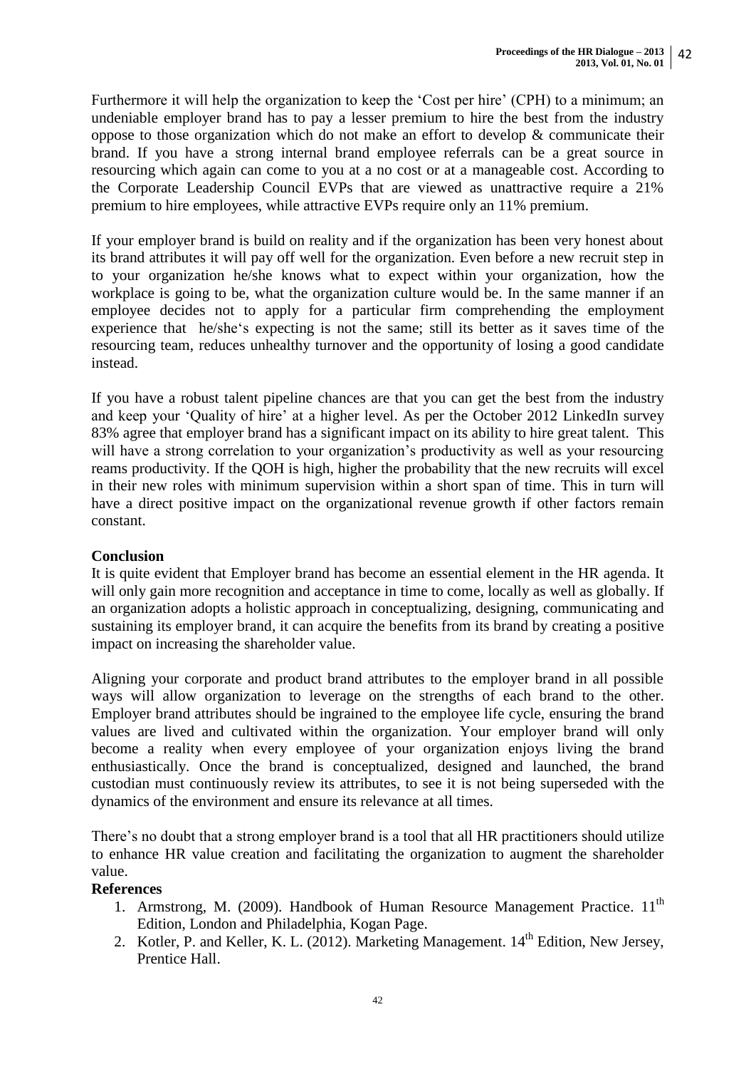Furthermore it will help the organization to keep the 'Cost per hire' (CPH) to a minimum; an undeniable employer brand has to pay a lesser premium to hire the best from the industry oppose to those organization which do not make an effort to develop & communicate their brand. If you have a strong internal brand employee referrals can be a great source in resourcing which again can come to you at a no cost or at a manageable cost. According to the Corporate Leadership Council EVPs that are viewed as unattractive require a 21% premium to hire employees, while attractive EVPs require only an 11% premium.

If your employer brand is build on reality and if the organization has been very honest about its brand attributes it will pay off well for the organization. Even before a new recruit step in to your organization he/she knows what to expect within your organization, how the workplace is going to be, what the organization culture would be. In the same manner if an employee decides not to apply for a particular firm comprehending the employment experience that he/she's expecting is not the same; still its better as it saves time of the resourcing team, reduces unhealthy turnover and the opportunity of losing a good candidate instead.

If you have a robust talent pipeline chances are that you can get the best from the industry and keep your 'Quality of hire' at a higher level. As per the October 2012 LinkedIn survey 83% agree that employer brand has a significant impact on its ability to hire great talent. This will have a strong correlation to your organization's productivity as well as your resourcing reams productivity. If the QOH is high, higher the probability that the new recruits will excel in their new roles with minimum supervision within a short span of time. This in turn will have a direct positive impact on the organizational revenue growth if other factors remain constant.

**Conclusion**

It is quite evident that Employer brand has become an essential element in the HR agenda. It will only gain more recognition and acceptance in time to come, locally as well as globally. If an organization adopts a holistic approach in conceptualizing, designing, communicating and sustaining its employer brand, it can acquire the benefits from its brand by creating a positive impact on increasing the shareholder value.

Aligning your corporate and product brand attributes to the employer brand in all possible ways will allow organization to leverage on the strengths of each brand to the other. Employer brand attributes should be ingrained to the employee life cycle, ensuring the brand values are lived and cultivated within the organization. Your employer brand will only become a reality when every employee of your organization enjoys living the brand enthusiastically. Once the brand is conceptualized, designed and launched, the brand custodian must continuously review its attributes, to see it is not being superseded with the dynamics of the environment and ensure its relevance at all times.

There's no doubt that a strong employer brand is a tool that all HR practitioners should utilize to enhance HR value creation and facilitating the organization to augment the shareholder value.

**References**

1. Armstrong, M. (2009). Handbook of Human Resource Management Practice. 11th Edition, London and Philadelphia, Kogan Page.
2. Kotler, P. and Keller, K. L. (2012). Marketing Management. 14th Edition, New Jersey, Prentice Hall.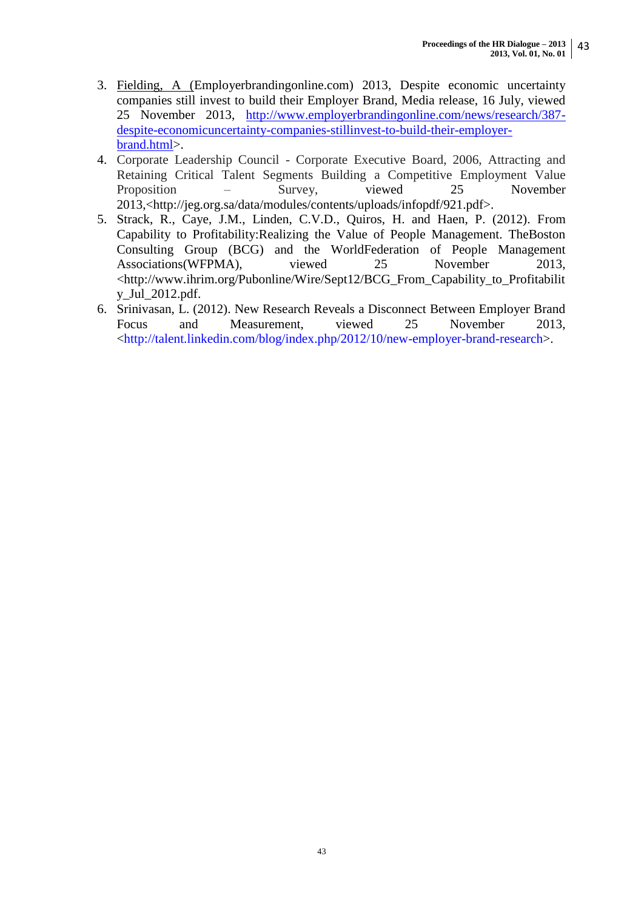3. Fielding, A (Employerbrandingonline.com) 2013, Despite economic uncertainty companies still invest to build their Employer Brand, Media release, 16 July, viewed 25 November 2013, <http://www.employerbrandingonline.com/news/research/387-despite-economicuncertainty-companies-stillinvest-to-build-their-employer-brand.html>.
4. Corporate Leadership Council - Corporate Executive Board, 2006, Attracting and Retaining Critical Talent Segments Building a Competitive Employment Value Proposition – Survey, viewed 25 November 2013,<http://jeg.org.sa/data/modules/contents/uploads/infopdf/921.pdf>.
5. Strack, R., Caye, J.M., Linden, C.V.D., Quiros, H. and Haen, P. (2012). From Capability to Profitability:Realizing the Value of People Management. TheBoston Consulting Group (BCG) and the WorldFederation of People Management Associations(WFPMA), viewed 25 November 2013, <http://www.ihrim.org/Pubonline/Wire/Sept12/BCG_From_Capability_to_Profitability_Jul_2012.pdf.
6. Srinivasan, L. (2012). New Research Reveals a Disconnect Between Employer Brand Focus and Measurement, viewed 25 November 2013, <http://talent.linkedin.com/blog/index.php/2012/10/new-employer-brand-research>.